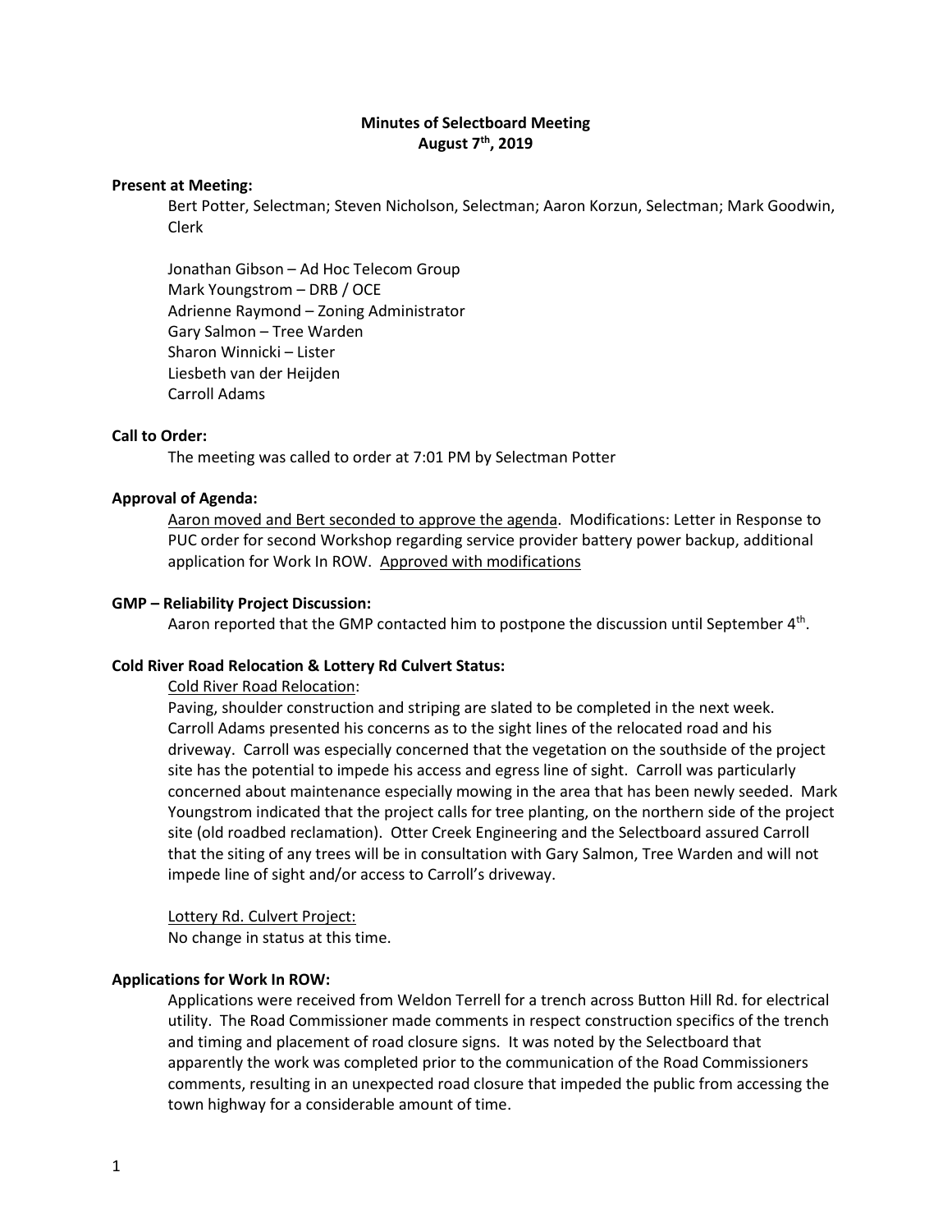# Minutes of Selectboard Meeting
## August 7th, 2019

### Present at Meeting:

Bert Potter, Selectman; Steven Nicholson, Selectman; Aaron Korzun, Selectman; Mark Goodwin, Clerk

Jonathan Gibson – Ad Hoc Telecom Group
Mark Youngstrom – DRB / OCE
Adrienne Raymond – Zoning Administrator
Gary Salmon – Tree Warden
Sharon Winnicki – Lister
Liesbeth van der Heijden
Carroll Adams

### Call to Order:

The meeting was called to order at 7:01 PM by Selectman Potter

### Approval of Agenda:

Aaron moved and Bert seconded to approve the agenda. Modifications: Letter in Response to PUC order for second Workshop regarding service provider battery power backup, additional application for Work In ROW. Approved with modifications

### GMP – Reliability Project Discussion:

Aaron reported that the GMP contacted him to postpone the discussion until September 4th.

### Cold River Road Relocation & Lottery Rd Culvert Status:

Cold River Road Relocation:

Paving, shoulder construction and striping are slated to be completed in the next week. Carroll Adams presented his concerns as to the sight lines of the relocated road and his driveway. Carroll was especially concerned that the vegetation on the southside of the project site has the potential to impede his access and egress line of sight. Carroll was particularly concerned about maintenance especially mowing in the area that has been newly seeded. Mark Youngstrom indicated that the project calls for tree planting, on the northern side of the project site (old roadbed reclamation). Otter Creek Engineering and the Selectboard assured Carroll that the siting of any trees will be in consultation with Gary Salmon, Tree Warden and will not impede line of sight and/or access to Carroll's driveway.

Lottery Rd. Culvert Project:

No change in status at this time.

### Applications for Work In ROW:

Applications were received from Weldon Terrell for a trench across Button Hill Rd. for electrical utility. The Road Commissioner made comments in respect construction specifics of the trench and timing and placement of road closure signs. It was noted by the Selectboard that apparently the work was completed prior to the communication of the Road Commissioners comments, resulting in an unexpected road closure that impeded the public from accessing the town highway for a considerable amount of time.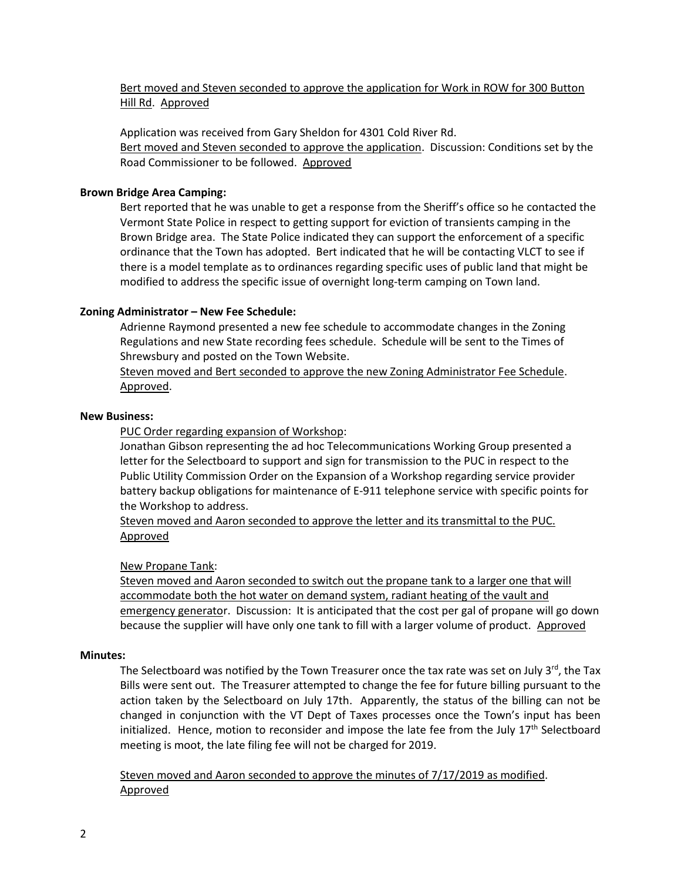Bert moved and Steven seconded to approve the application for Work in ROW for 300 Button Hill Rd. Approved

Application was received from Gary Sheldon for 4301 Cold River Rd.
Bert moved and Steven seconded to approve the application. Discussion: Conditions set by the Road Commissioner to be followed. Approved

**Brown Bridge Area Camping:**

Bert reported that he was unable to get a response from the Sheriff's office so he contacted the Vermont State Police in respect to getting support for eviction of transients camping in the Brown Bridge area. The State Police indicated they can support the enforcement of a specific ordinance that the Town has adopted. Bert indicated that he will be contacting VLCT to see if there is a model template as to ordinances regarding specific uses of public land that might be modified to address the specific issue of overnight long-term camping on Town land.

**Zoning Administrator – New Fee Schedule:**

Adrienne Raymond presented a new fee schedule to accommodate changes in the Zoning Regulations and new State recording fees schedule. Schedule will be sent to the Times of Shrewsbury and posted on the Town Website.
Steven moved and Bert seconded to approve the new Zoning Administrator Fee Schedule. Approved.

**New Business:**

PUC Order regarding expansion of Workshop:
Jonathan Gibson representing the ad hoc Telecommunications Working Group presented a letter for the Selectboard to support and sign for transmission to the PUC in respect to the Public Utility Commission Order on the Expansion of a Workshop regarding service provider battery backup obligations for maintenance of E-911 telephone service with specific points for the Workshop to address.
Steven moved and Aaron seconded to approve the letter and its transmittal to the PUC. Approved

New Propane Tank:
Steven moved and Aaron seconded to switch out the propane tank to a larger one that will accommodate both the hot water on demand system, radiant heating of the vault and emergency generator. Discussion: It is anticipated that the cost per gal of propane will go down because the supplier will have only one tank to fill with a larger volume of product. Approved

**Minutes:**

The Selectboard was notified by the Town Treasurer once the tax rate was set on July 3rd, the Tax Bills were sent out. The Treasurer attempted to change the fee for future billing pursuant to the action taken by the Selectboard on July 17th. Apparently, the status of the billing can not be changed in conjunction with the VT Dept of Taxes processes once the Town's input has been initialized. Hence, motion to reconsider and impose the late fee from the July 17th Selectboard meeting is moot, the late filing fee will not be charged for 2019.

Steven moved and Aaron seconded to approve the minutes of 7/17/2019 as modified. Approved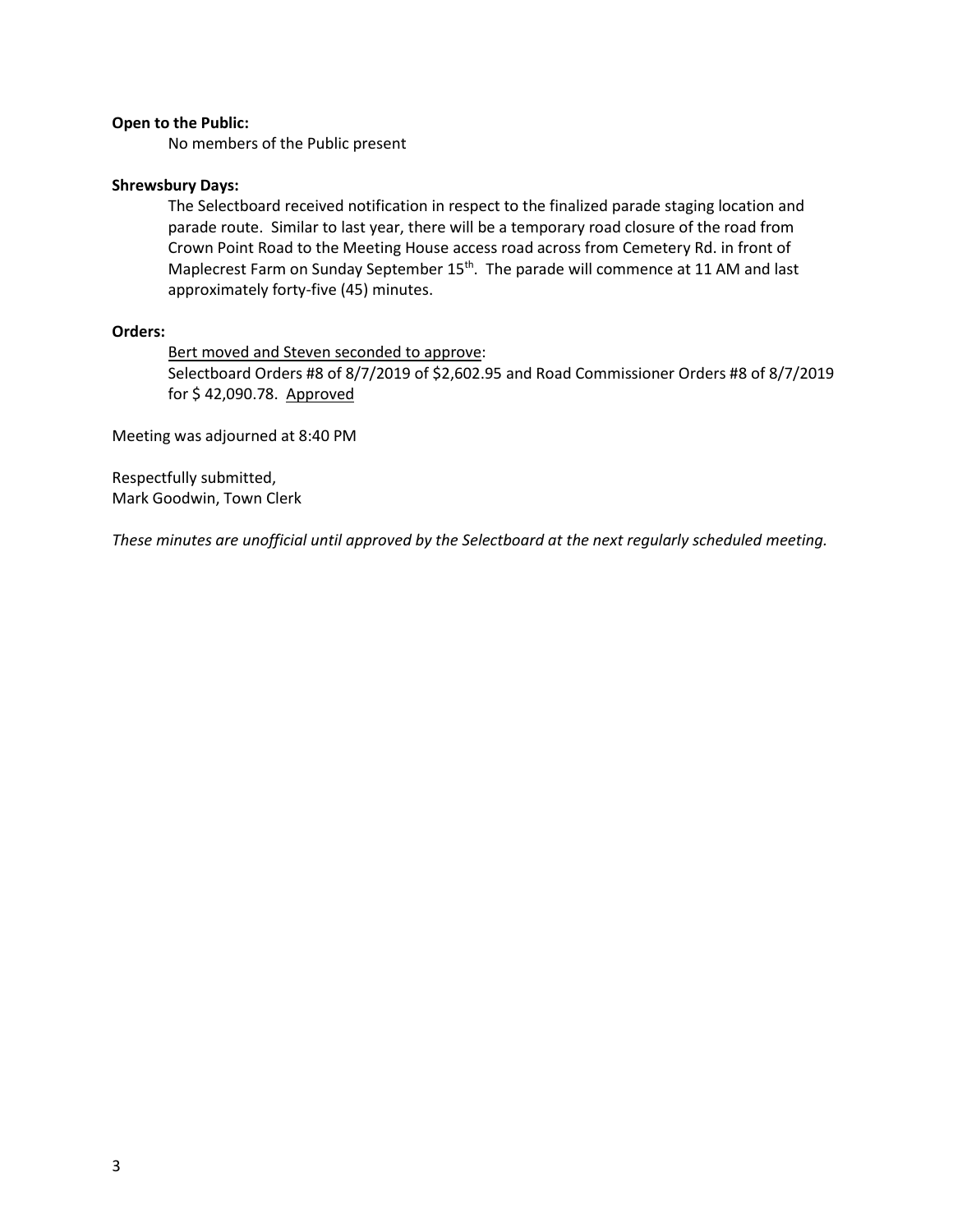**Open to the Public:**

No members of the Public present

**Shrewsbury Days:**

The Selectboard received notification in respect to the finalized parade staging location and parade route. Similar to last year, there will be a temporary road closure of the road from Crown Point Road to the Meeting House access road across from Cemetery Rd. in front of Maplecrest Farm on Sunday September 15th. The parade will commence at 11 AM and last approximately forty-five (45) minutes.

**Orders:**

<u>Bert moved and Steven seconded to approve</u>:
Selectboard Orders #8 of 8/7/2019 of $2,602.95 and Road Commissioner Orders #8 of 8/7/2019 for $ 42,090.78. <u>Approved</u>

Meeting was adjourned at 8:40 PM

Respectfully submitted,
Mark Goodwin, Town Clerk

*These minutes are unofficial until approved by the Selectboard at the next regularly scheduled meeting.*